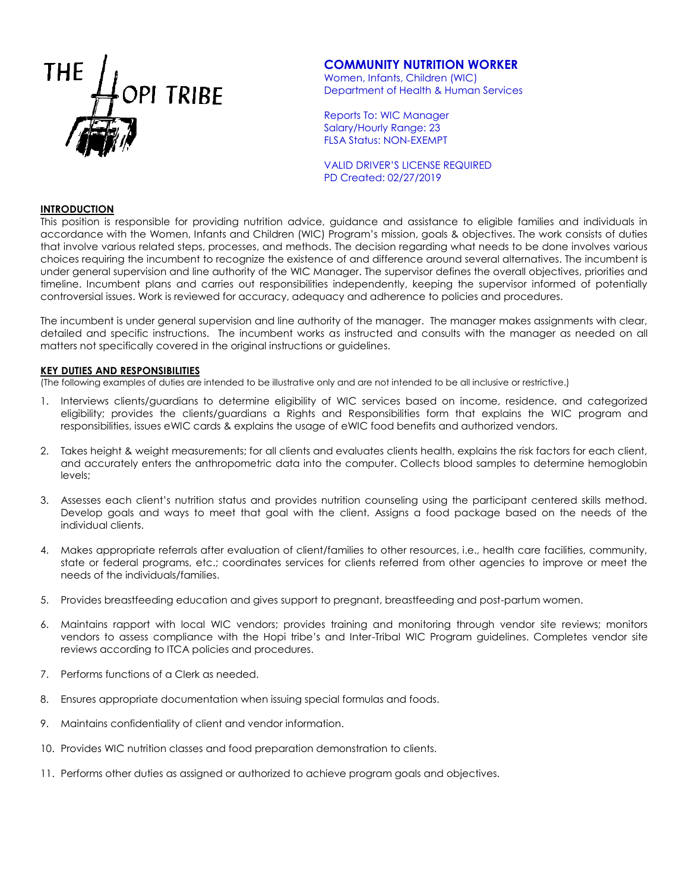THE HOPI TRIBE

# COMMUNITY NUTRITION WORKER

Women, Infants, Children (WIC)
Department of Health & Human Services

Reports To: WIC Manager
Salary/Hourly Range: 23
FLSA Status: NON-EXEMPT

VALID DRIVER'S LICENSE REQUIRED
PD Created: 02/27/2019

## INTRODUCTION

This position is responsible for providing nutrition advice, guidance and assistance to eligible families and individuals in accordance with the Women, Infants and Children (WIC) Program's mission, goals & objectives. The work consists of duties that involve various related steps, processes, and methods. The decision regarding what needs to be done involves various choices requiring the incumbent to recognize the existence of and difference around several alternatives. The incumbent is under general supervision and line authority of the WIC Manager. The supervisor defines the overall objectives, priorities and timeline. Incumbent plans and carries out responsibilities independently, keeping the supervisor informed of potentially controversial issues. Work is reviewed for accuracy, adequacy and adherence to policies and procedures.

The incumbent is under general supervision and line authority of the manager. The manager makes assignments with clear, detailed and specific instructions. The incumbent works as instructed and consults with the manager as needed on all matters not specifically covered in the original instructions or guidelines.

## KEY DUTIES AND RESPONSIBILITIES

(The following examples of duties are intended to be illustrative only and are not intended to be all inclusive or restrictive.)

1. Interviews clients/guardians to determine eligibility of WIC services based on income, residence, and categorized eligibility; provides the clients/guardians a Rights and Responsibilities form that explains the WIC program and responsibilities, issues eWIC cards & explains the usage of eWIC food benefits and authorized vendors.
2. Takes height & weight measurements; for all clients and evaluates clients health, explains the risk factors for each client, and accurately enters the anthropometric data into the computer. Collects blood samples to determine hemoglobin levels;
3. Assesses each client's nutrition status and provides nutrition counseling using the participant centered skills method. Develop goals and ways to meet that goal with the client. Assigns a food package based on the needs of the individual clients.
4. Makes appropriate referrals after evaluation of client/families to other resources, i.e., health care facilities, community, state or federal programs, etc.; coordinates services for clients referred from other agencies to improve or meet the needs of the individuals/families.
5. Provides breastfeeding education and gives support to pregnant, breastfeeding and post-partum women.
6. Maintains rapport with local WIC vendors; provides training and monitoring through vendor site reviews; monitors vendors to assess compliance with the Hopi tribe's and Inter-Tribal WIC Program guidelines. Completes vendor site reviews according to ITCA policies and procedures.
7. Performs functions of a Clerk as needed.
8. Ensures appropriate documentation when issuing special formulas and foods.
9. Maintains confidentiality of client and vendor information.
10. Provides WIC nutrition classes and food preparation demonstration to clients.
11. Performs other duties as assigned or authorized to achieve program goals and objectives.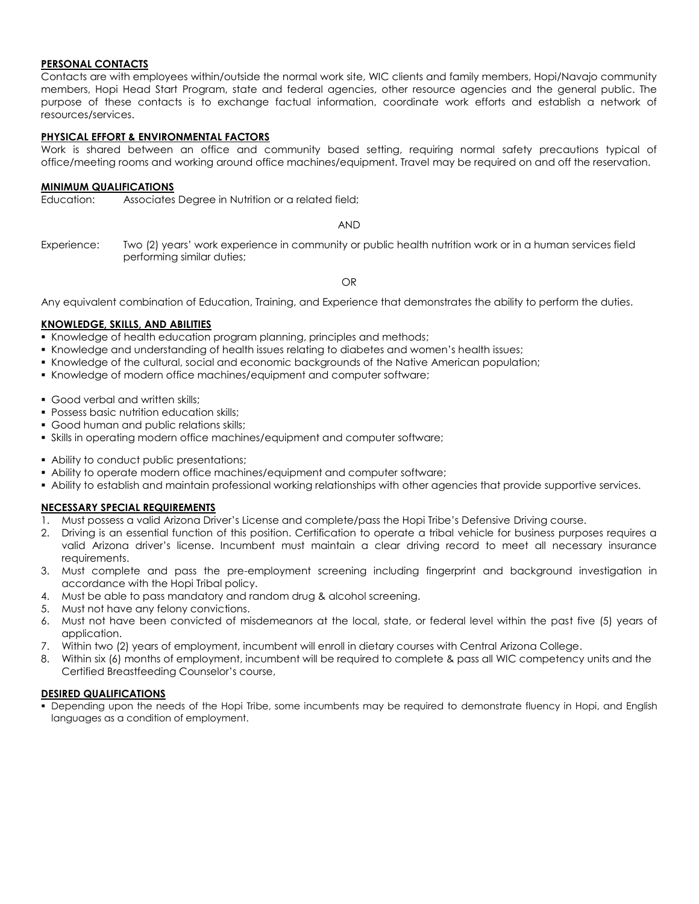## PERSONAL CONTACTS

Contacts are with employees within/outside the normal work site, WIC clients and family members, Hopi/Navajo community members, Hopi Head Start Program, state and federal agencies, other resource agencies and the general public. The purpose of these contacts is to exchange factual information, coordinate work efforts and establish a network of resources/services.

## PHYSICAL EFFORT & ENVIRONMENTAL FACTORS

Work is shared between an office and community based setting, requiring normal safety precautions typical of office/meeting rooms and working around office machines/equipment. Travel may be required on and off the reservation.

## MINIMUM QUALIFICATIONS

Education: Associates Degree in Nutrition or a related field;

AND

Experience: Two (2) years' work experience in community or public health nutrition work or in a human services field performing similar duties;

OR

Any equivalent combination of Education, Training, and Experience that demonstrates the ability to perform the duties.

## KNOWLEDGE, SKILLS, AND ABILITIES

- Knowledge of health education program planning, principles and methods;
- Knowledge and understanding of health issues relating to diabetes and women's health issues;
- Knowledge of the cultural, social and economic backgrounds of the Native American population;
- Knowledge of modern office machines/equipment and computer software;

- Good verbal and written skills;
- Possess basic nutrition education skills;
- Good human and public relations skills;
- Skills in operating modern office machines/equipment and computer software;

- Ability to conduct public presentations;
- Ability to operate modern office machines/equipment and computer software;
- Ability to establish and maintain professional working relationships with other agencies that provide supportive services.

## NECESSARY SPECIAL REQUIREMENTS

1. Must possess a valid Arizona Driver's License and complete/pass the Hopi Tribe's Defensive Driving course.
2. Driving is an essential function of this position. Certification to operate a tribal vehicle for business purposes requires a valid Arizona driver's license. Incumbent must maintain a clear driving record to meet all necessary insurance requirements.
3. Must complete and pass the pre-employment screening including fingerprint and background investigation in accordance with the Hopi Tribal policy.
4. Must be able to pass mandatory and random drug & alcohol screening.
5. Must not have any felony convictions.
6. Must not have been convicted of misdemeanors at the local, state, or federal level within the past five (5) years of application.
7. Within two (2) years of employment, incumbent will enroll in dietary courses with Central Arizona College.
8. Within six (6) months of employment, incumbent will be required to complete & pass all WIC competency units and the Certified Breastfeeding Counselor's course,

## DESIRED QUALIFICATIONS

- Depending upon the needs of the Hopi Tribe, some incumbents may be required to demonstrate fluency in Hopi, and English languages as a condition of employment.